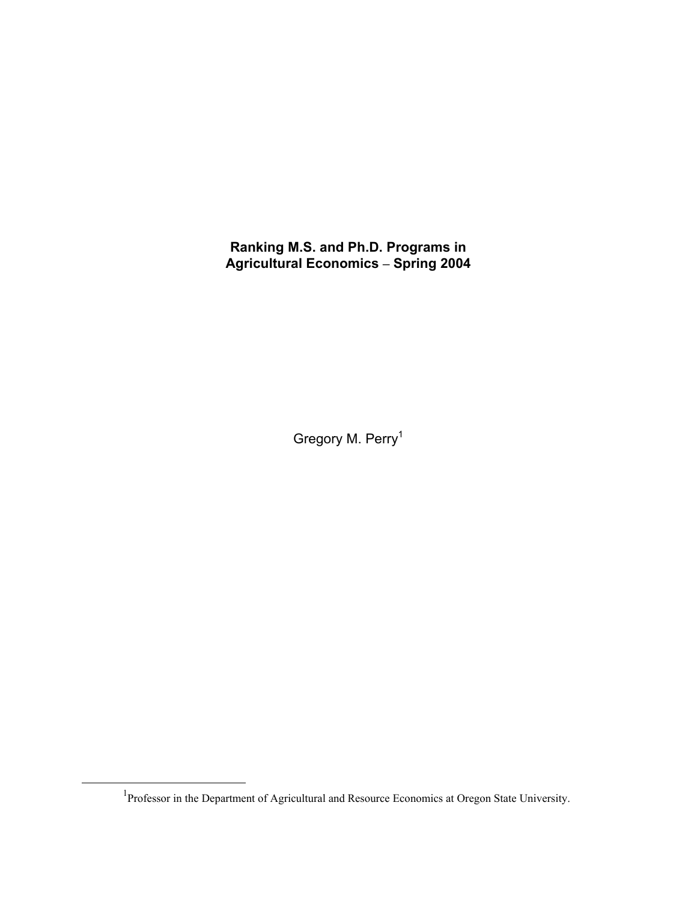# Ranking M.S. and Ph.D. Programs in Agricultural Economics – Spring 2004

Gregory M. Perry[1]

[1]Professor in the Department of Agricultural and Resource Economics at Oregon State University.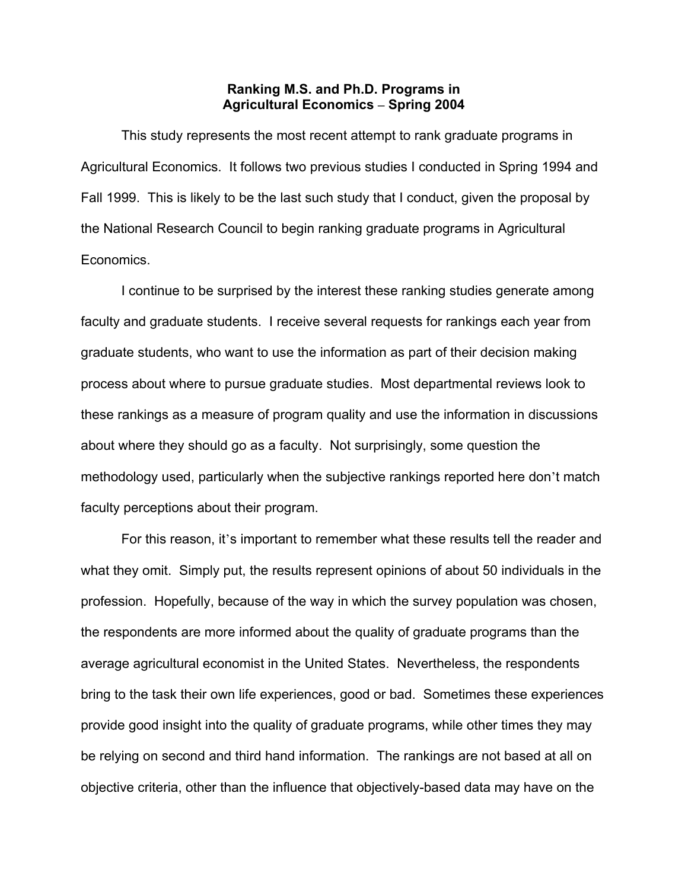**Ranking M.S. and Ph.D. Programs in Agricultural Economics – Spring 2004**

This study represents the most recent attempt to rank graduate programs in Agricultural Economics. It follows two previous studies I conducted in Spring 1994 and Fall 1999. This is likely to be the last such study that I conduct, given the proposal by the National Research Council to begin ranking graduate programs in Agricultural Economics.

I continue to be surprised by the interest these ranking studies generate among faculty and graduate students. I receive several requests for rankings each year from graduate students, who want to use the information as part of their decision making process about where to pursue graduate studies. Most departmental reviews look to these rankings as a measure of program quality and use the information in discussions about where they should go as a faculty. Not surprisingly, some question the methodology used, particularly when the subjective rankings reported here don't match faculty perceptions about their program.

For this reason, it's important to remember what these results tell the reader and what they omit. Simply put, the results represent opinions of about 50 individuals in the profession. Hopefully, because of the way in which the survey population was chosen, the respondents are more informed about the quality of graduate programs than the average agricultural economist in the United States. Nevertheless, the respondents bring to the task their own life experiences, good or bad. Sometimes these experiences provide good insight into the quality of graduate programs, while other times they may be relying on second and third hand information. The rankings are not based at all on objective criteria, other than the influence that objectively-based data may have on the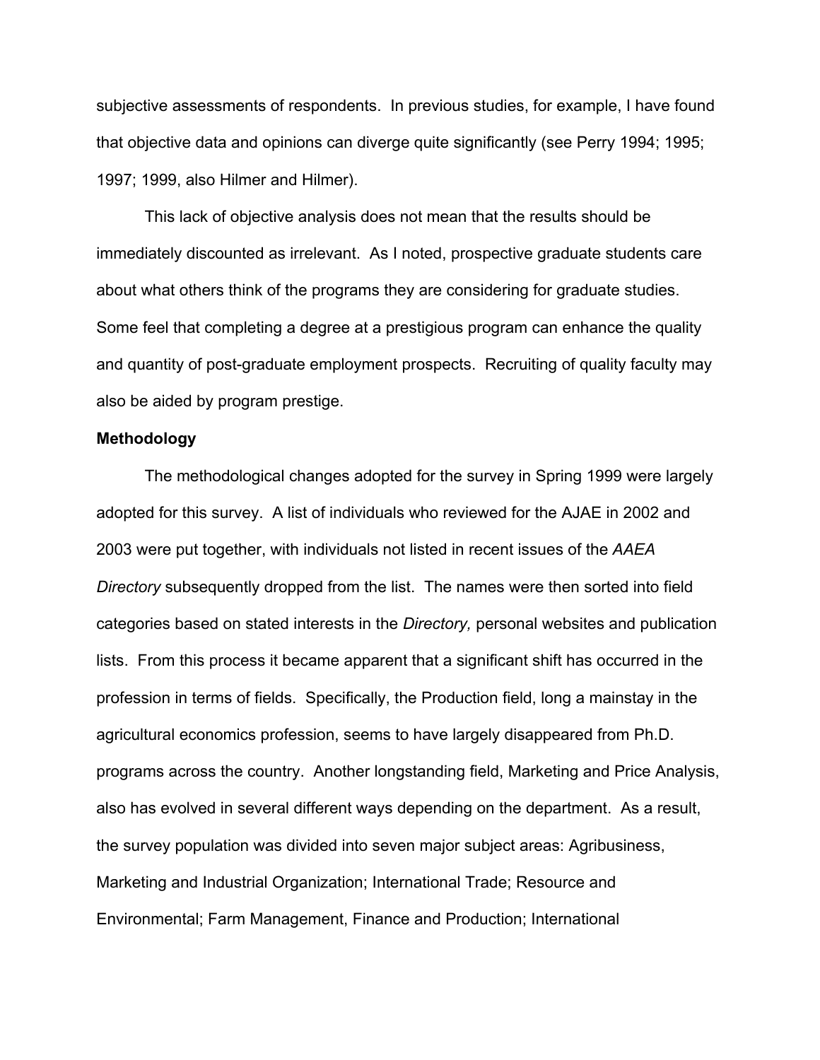subjective assessments of respondents. In previous studies, for example, I have found that objective data and opinions can diverge quite significantly (see Perry 1994; 1995; 1997; 1999, also Hilmer and Hilmer).

This lack of objective analysis does not mean that the results should be immediately discounted as irrelevant. As I noted, prospective graduate students care about what others think of the programs they are considering for graduate studies. Some feel that completing a degree at a prestigious program can enhance the quality and quantity of post-graduate employment prospects. Recruiting of quality faculty may also be aided by program prestige.

**Methodology**

The methodological changes adopted for the survey in Spring 1999 were largely adopted for this survey. A list of individuals who reviewed for the AJAE in 2002 and 2003 were put together, with individuals not listed in recent issues of the *AAEA Directory* subsequently dropped from the list. The names were then sorted into field categories based on stated interests in the *Directory,* personal websites and publication lists. From this process it became apparent that a significant shift has occurred in the profession in terms of fields. Specifically, the Production field, long a mainstay in the agricultural economics profession, seems to have largely disappeared from Ph.D. programs across the country. Another longstanding field, Marketing and Price Analysis, also has evolved in several different ways depending on the department. As a result, the survey population was divided into seven major subject areas: Agribusiness, Marketing and Industrial Organization; International Trade; Resource and Environmental; Farm Management, Finance and Production; International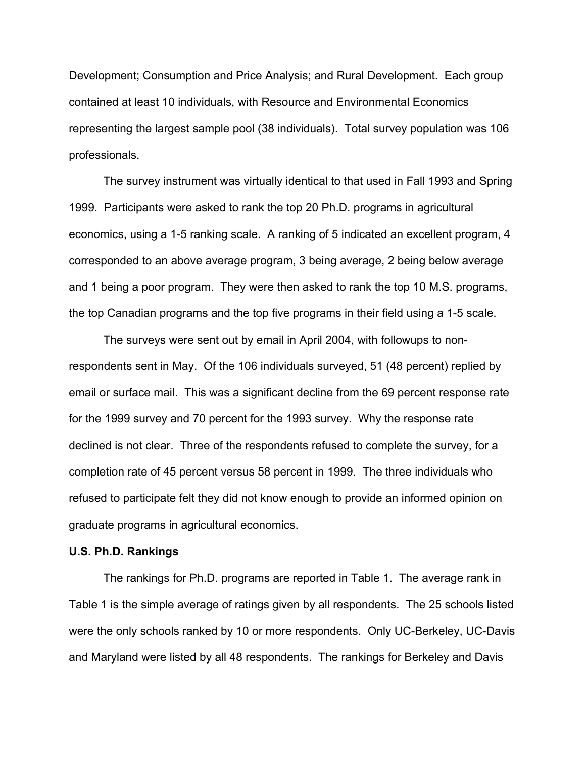Development; Consumption and Price Analysis; and Rural Development. Each group contained at least 10 individuals, with Resource and Environmental Economics representing the largest sample pool (38 individuals). Total survey population was 106 professionals.

The survey instrument was virtually identical to that used in Fall 1993 and Spring 1999. Participants were asked to rank the top 20 Ph.D. programs in agricultural economics, using a 1-5 ranking scale. A ranking of 5 indicated an excellent program, 4 corresponded to an above average program, 3 being average, 2 being below average and 1 being a poor program. They were then asked to rank the top 10 M.S. programs, the top Canadian programs and the top five programs in their field using a 1-5 scale.

The surveys were sent out by email in April 2004, with followups to non-respondents sent in May. Of the 106 individuals surveyed, 51 (48 percent) replied by email or surface mail. This was a significant decline from the 69 percent response rate for the 1999 survey and 70 percent for the 1993 survey. Why the response rate declined is not clear. Three of the respondents refused to complete the survey, for a completion rate of 45 percent versus 58 percent in 1999. The three individuals who refused to participate felt they did not know enough to provide an informed opinion on graduate programs in agricultural economics.

**U.S. Ph.D. Rankings**

The rankings for Ph.D. programs are reported in Table 1. The average rank in Table 1 is the simple average of ratings given by all respondents. The 25 schools listed were the only schools ranked by 10 or more respondents. Only UC-Berkeley, UC-Davis and Maryland were listed by all 48 respondents. The rankings for Berkeley and Davis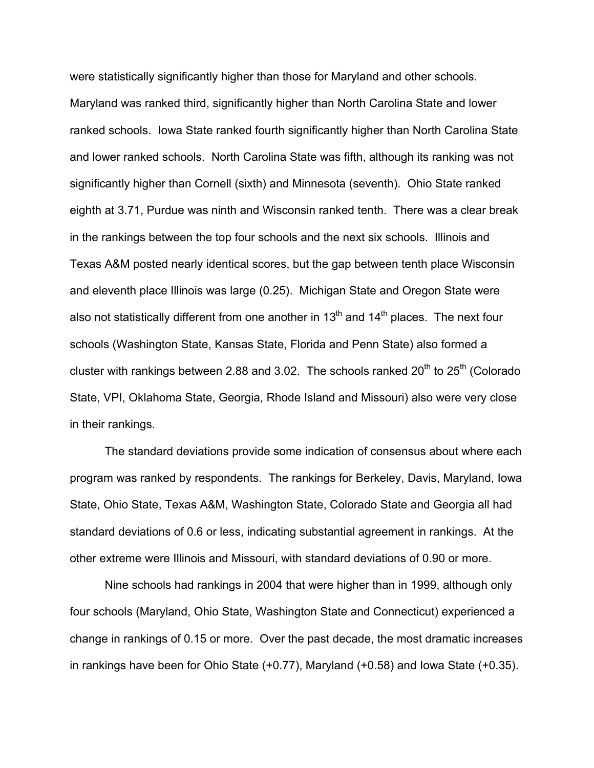were statistically significantly higher than those for Maryland and other schools. Maryland was ranked third, significantly higher than North Carolina State and lower ranked schools. Iowa State ranked fourth significantly higher than North Carolina State and lower ranked schools. North Carolina State was fifth, although its ranking was not significantly higher than Cornell (sixth) and Minnesota (seventh). Ohio State ranked eighth at 3.71, Purdue was ninth and Wisconsin ranked tenth. There was a clear break in the rankings between the top four schools and the next six schools. Illinois and Texas A&M posted nearly identical scores, but the gap between tenth place Wisconsin and eleventh place Illinois was large (0.25). Michigan State and Oregon State were also not statistically different from one another in 13th and 14th places. The next four schools (Washington State, Kansas State, Florida and Penn State) also formed a cluster with rankings between 2.88 and 3.02. The schools ranked 20th to 25th (Colorado State, VPI, Oklahoma State, Georgia, Rhode Island and Missouri) also were very close in their rankings.

The standard deviations provide some indication of consensus about where each program was ranked by respondents. The rankings for Berkeley, Davis, Maryland, Iowa State, Ohio State, Texas A&M, Washington State, Colorado State and Georgia all had standard deviations of 0.6 or less, indicating substantial agreement in rankings. At the other extreme were Illinois and Missouri, with standard deviations of 0.90 or more.

Nine schools had rankings in 2004 that were higher than in 1999, although only four schools (Maryland, Ohio State, Washington State and Connecticut) experienced a change in rankings of 0.15 or more. Over the past decade, the most dramatic increases in rankings have been for Ohio State (+0.77), Maryland (+0.58) and Iowa State (+0.35).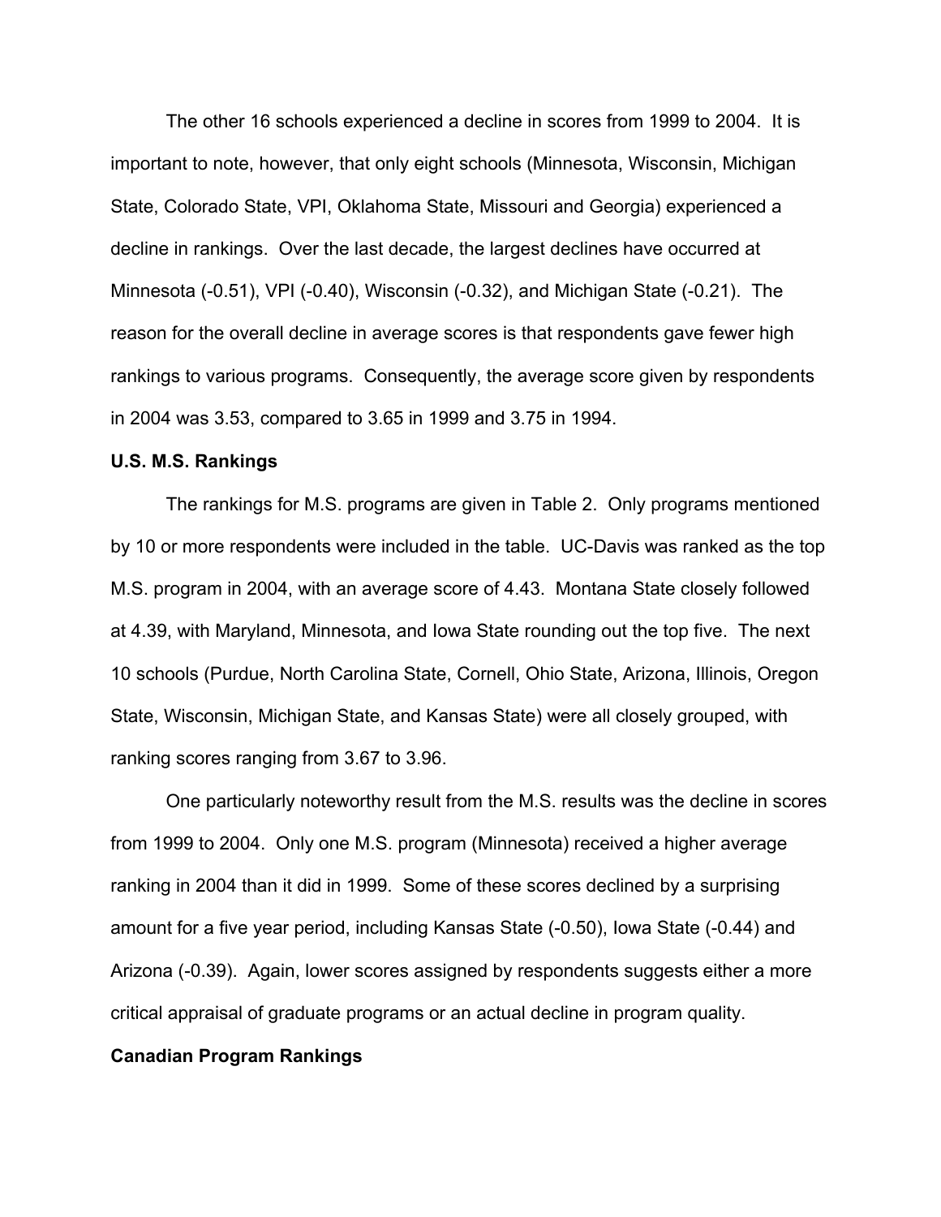The other 16 schools experienced a decline in scores from 1999 to 2004. It is important to note, however, that only eight schools (Minnesota, Wisconsin, Michigan State, Colorado State, VPI, Oklahoma State, Missouri and Georgia) experienced a decline in rankings. Over the last decade, the largest declines have occurred at Minnesota (-0.51), VPI (-0.40), Wisconsin (-0.32), and Michigan State (-0.21). The reason for the overall decline in average scores is that respondents gave fewer high rankings to various programs. Consequently, the average score given by respondents in 2004 was 3.53, compared to 3.65 in 1999 and 3.75 in 1994.

**U.S. M.S. Rankings**

The rankings for M.S. programs are given in Table 2. Only programs mentioned by 10 or more respondents were included in the table. UC-Davis was ranked as the top M.S. program in 2004, with an average score of 4.43. Montana State closely followed at 4.39, with Maryland, Minnesota, and Iowa State rounding out the top five. The next 10 schools (Purdue, North Carolina State, Cornell, Ohio State, Arizona, Illinois, Oregon State, Wisconsin, Michigan State, and Kansas State) were all closely grouped, with ranking scores ranging from 3.67 to 3.96.

One particularly noteworthy result from the M.S. results was the decline in scores from 1999 to 2004. Only one M.S. program (Minnesota) received a higher average ranking in 2004 than it did in 1999. Some of these scores declined by a surprising amount for a five year period, including Kansas State (-0.50), Iowa State (-0.44) and Arizona (-0.39). Again, lower scores assigned by respondents suggests either a more critical appraisal of graduate programs or an actual decline in program quality.

**Canadian Program Rankings**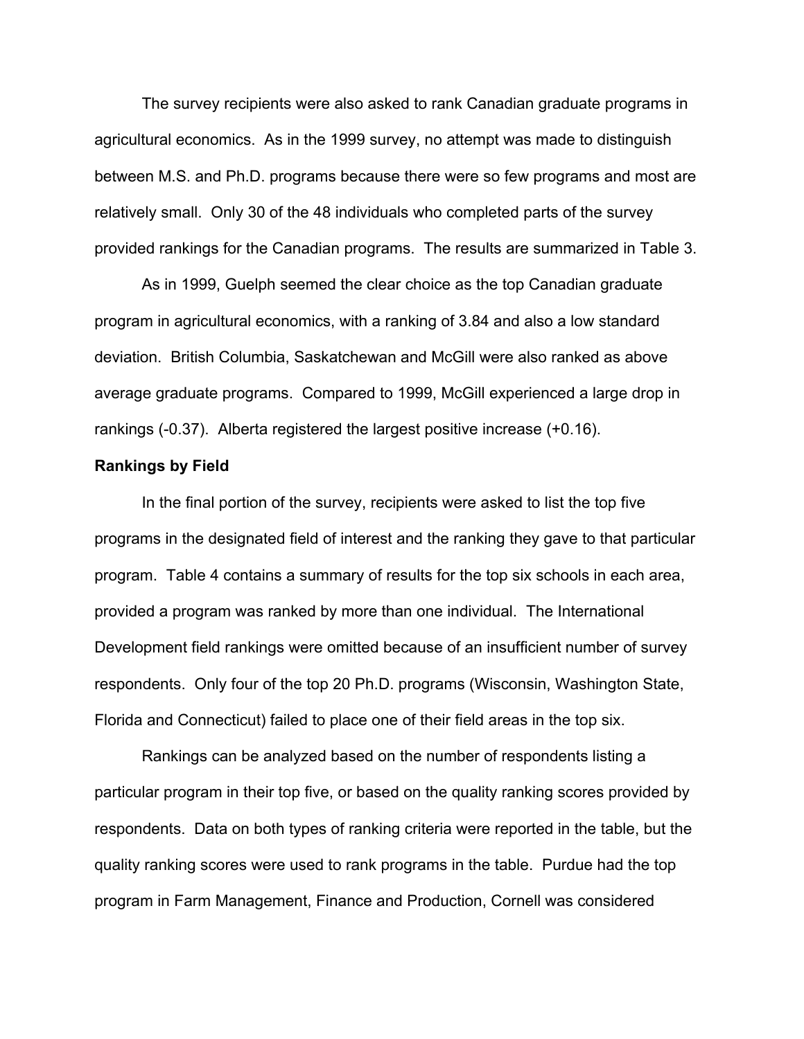The survey recipients were also asked to rank Canadian graduate programs in agricultural economics. As in the 1999 survey, no attempt was made to distinguish between M.S. and Ph.D. programs because there were so few programs and most are relatively small. Only 30 of the 48 individuals who completed parts of the survey provided rankings for the Canadian programs. The results are summarized in Table 3.

As in 1999, Guelph seemed the clear choice as the top Canadian graduate program in agricultural economics, with a ranking of 3.84 and also a low standard deviation. British Columbia, Saskatchewan and McGill were also ranked as above average graduate programs. Compared to 1999, McGill experienced a large drop in rankings (-0.37). Alberta registered the largest positive increase (+0.16).

**Rankings by Field**

In the final portion of the survey, recipients were asked to list the top five programs in the designated field of interest and the ranking they gave to that particular program. Table 4 contains a summary of results for the top six schools in each area, provided a program was ranked by more than one individual. The International Development field rankings were omitted because of an insufficient number of survey respondents. Only four of the top 20 Ph.D. programs (Wisconsin, Washington State, Florida and Connecticut) failed to place one of their field areas in the top six.

Rankings can be analyzed based on the number of respondents listing a particular program in their top five, or based on the quality ranking scores provided by respondents. Data on both types of ranking criteria were reported in the table, but the quality ranking scores were used to rank programs in the table. Purdue had the top program in Farm Management, Finance and Production, Cornell was considered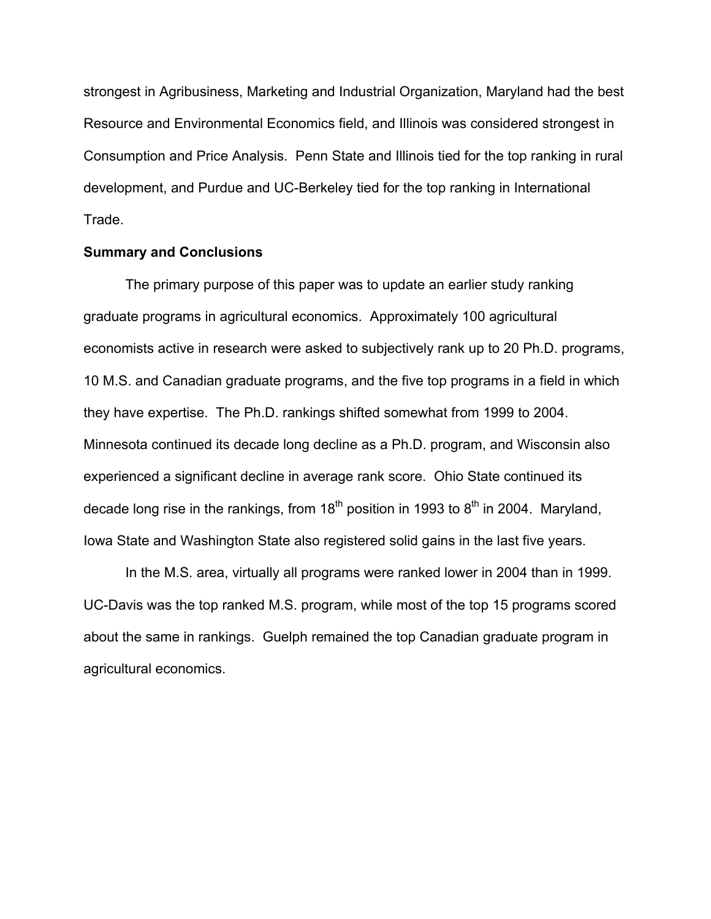strongest in Agribusiness, Marketing and Industrial Organization, Maryland had the best Resource and Environmental Economics field, and Illinois was considered strongest in Consumption and Price Analysis. Penn State and Illinois tied for the top ranking in rural development, and Purdue and UC-Berkeley tied for the top ranking in International Trade.

**Summary and Conclusions**

The primary purpose of this paper was to update an earlier study ranking graduate programs in agricultural economics. Approximately 100 agricultural economists active in research were asked to subjectively rank up to 20 Ph.D. programs, 10 M.S. and Canadian graduate programs, and the five top programs in a field in which they have expertise. The Ph.D. rankings shifted somewhat from 1999 to 2004. Minnesota continued its decade long decline as a Ph.D. program, and Wisconsin also experienced a significant decline in average rank score. Ohio State continued its decade long rise in the rankings, from 18th position in 1993 to 8th in 2004. Maryland, Iowa State and Washington State also registered solid gains in the last five years.

In the M.S. area, virtually all programs were ranked lower in 2004 than in 1999. UC-Davis was the top ranked M.S. program, while most of the top 15 programs scored about the same in rankings. Guelph remained the top Canadian graduate program in agricultural economics.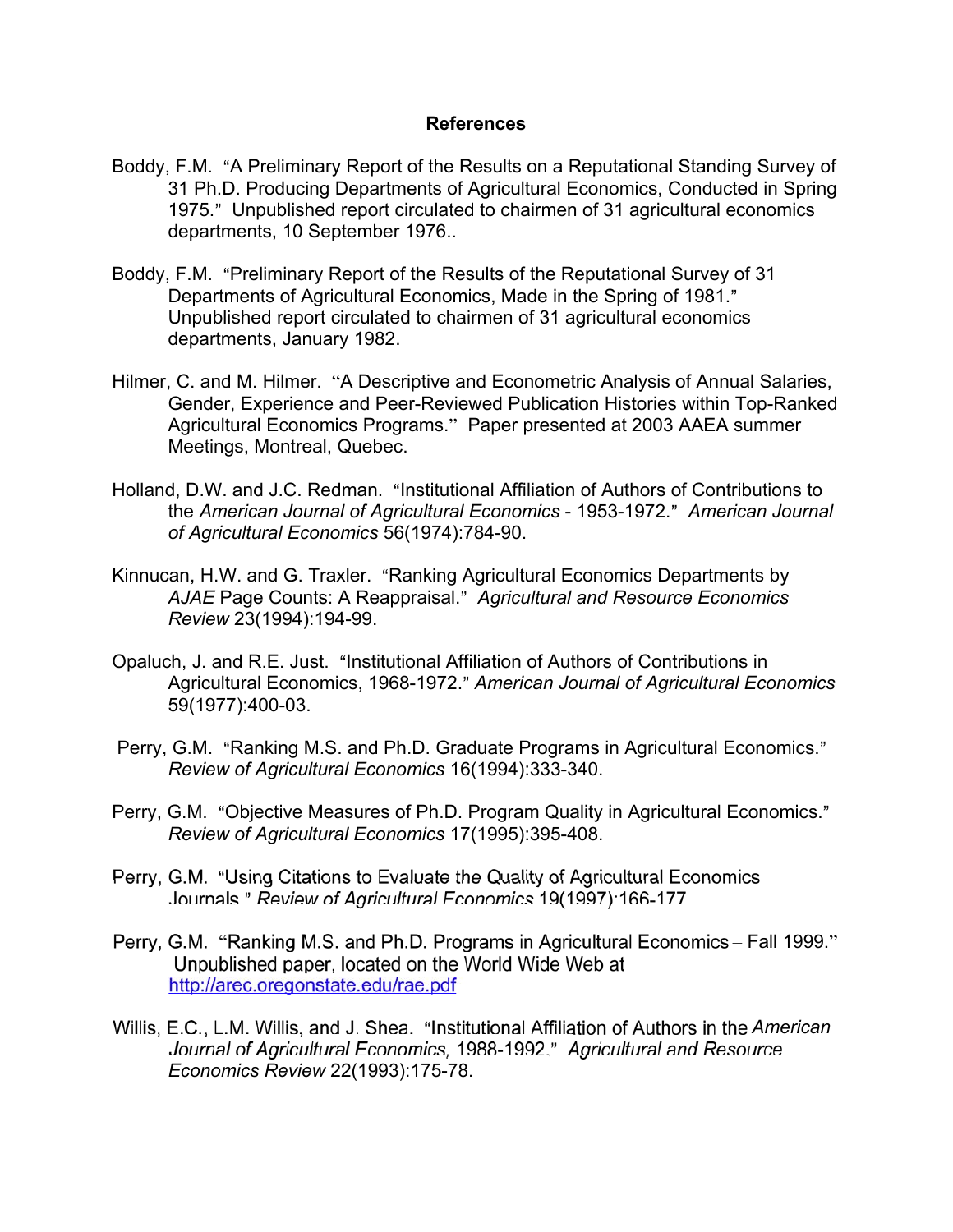## References

Boddy, F.M. "A Preliminary Report of the Results on a Reputational Standing Survey of 31 Ph.D. Producing Departments of Agricultural Economics, Conducted in Spring 1975." Unpublished report circulated to chairmen of 31 agricultural economics departments, 10 September 1976..

Boddy, F.M. "Preliminary Report of the Results of the Reputational Survey of 31 Departments of Agricultural Economics, Made in the Spring of 1981." Unpublished report circulated to chairmen of 31 agricultural economics departments, January 1982.

Hilmer, C. and M. Hilmer. "A Descriptive and Econometric Analysis of Annual Salaries, Gender, Experience and Peer-Reviewed Publication Histories within Top-Ranked Agricultural Economics Programs." Paper presented at 2003 AAEA summer Meetings, Montreal, Quebec.

Holland, D.W. and J.C. Redman. "Institutional Affiliation of Authors of Contributions to the *American Journal of Agricultural Economics* - 1953-1972." *American Journal of Agricultural Economics* 56(1974):784-90.

Kinnucan, H.W. and G. Traxler. "Ranking Agricultural Economics Departments by *AJAE* Page Counts: A Reappraisal." *Agricultural and Resource Economics Review* 23(1994):194-99.

Opaluch, J. and R.E. Just. "Institutional Affiliation of Authors of Contributions in Agricultural Economics, 1968-1972." *American Journal of Agricultural Economics* 59(1977):400-03.

Perry, G.M. "Ranking M.S. and Ph.D. Graduate Programs in Agricultural Economics." *Review of Agricultural Economics* 16(1994):333-340.

Perry, G.M. "Objective Measures of Ph.D. Program Quality in Agricultural Economics." *Review of Agricultural Economics* 17(1995):395-408.

Perry, G.M. "Using Citations to Evaluate the Quality of Agricultural Economics Journals." *Review of Agricultural Economics* 19(1997):166-177

Perry, G.M. "Ranking M.S. and Ph.D. Programs in Agricultural Economics – Fall 1999." Unpublished paper, located on the World Wide Web at http://arec.oregonstate.edu/rae.pdf

Willis, E.C., L.M. Willis, and J. Shea. "Institutional Affiliation of Authors in the *American Journal of Agricultural Economics*, 1988-1992." *Agricultural and Resource Economics Review* 22(1993):175-78.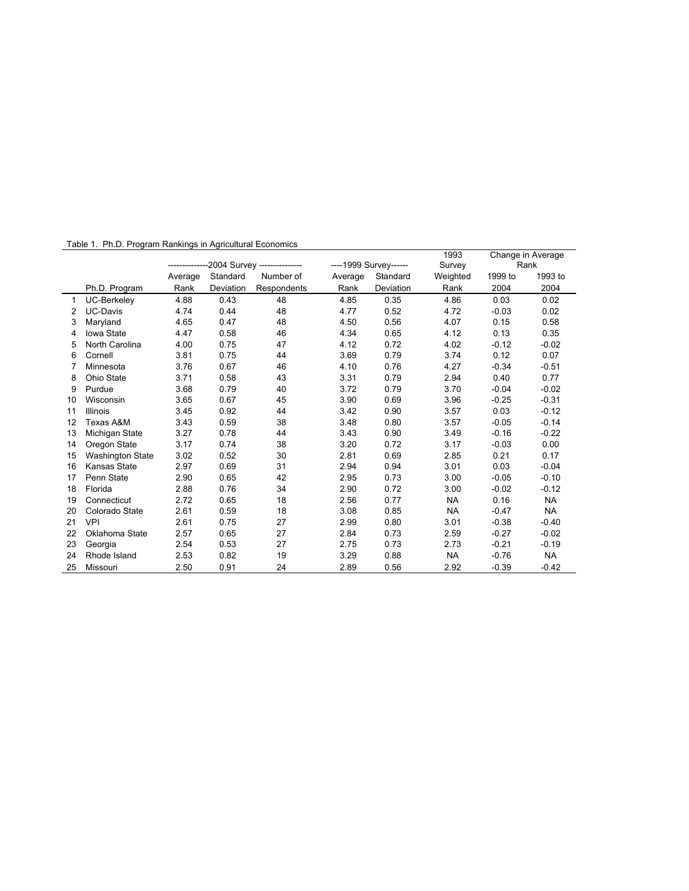Table 1. Ph.D. Program Rankings in Agricultural Economics

| | | 2004 Survey | | | 1999 Survey | | 1993 Survey | Change in Average Rank | |
|---|---|---|---|---|---|---|---|---|---|
| | Ph.D. Program | Average Rank | Standard Deviation | Number of Respondents | Average Rank | Standard Deviation | Weighted Rank | 1999 to 2004 | 1993 to 2004 |
| 1 | UC-Berkeley | 4.88 | 0.43 | 48 | 4.85 | 0.35 | 4.86 | 0.03 | 0.02 |
| 2 | UC-Davis | 4.74 | 0.44 | 48 | 4.77 | 0.52 | 4.72 | -0.03 | 0.02 |
| 3 | Maryland | 4.65 | 0.47 | 48 | 4.50 | 0.56 | 4.07 | 0.15 | 0.58 |
| 4 | Iowa State | 4.47 | 0.58 | 46 | 4.34 | 0.65 | 4.12 | 0.13 | 0.35 |
| 5 | North Carolina | 4.00 | 0.75 | 47 | 4.12 | 0.72 | 4.02 | -0.12 | -0.02 |
| 6 | Cornell | 3.81 | 0.75 | 44 | 3.69 | 0.79 | 3.74 | 0.12 | 0.07 |
| 7 | Minnesota | 3.76 | 0.67 | 46 | 4.10 | 0.76 | 4.27 | -0.34 | -0.51 |
| 8 | Ohio State | 3.71 | 0.58 | 43 | 3.31 | 0.79 | 2.94 | 0.40 | 0.77 |
| 9 | Purdue | 3.68 | 0.79 | 40 | 3.72 | 0.79 | 3.70 | -0.04 | -0.02 |
| 10 | Wisconsin | 3.65 | 0.67 | 45 | 3.90 | 0.69 | 3.96 | -0.25 | -0.31 |
| 11 | Illinois | 3.45 | 0.92 | 44 | 3.42 | 0.90 | 3.57 | 0.03 | -0.12 |
| 12 | Texas A&M | 3.43 | 0.59 | 38 | 3.48 | 0.80 | 3.57 | -0.05 | -0.14 |
| 13 | Michigan State | 3.27 | 0.78 | 44 | 3.43 | 0.90 | 3.49 | -0.16 | -0.22 |
| 14 | Oregon State | 3.17 | 0.74 | 38 | 3.20 | 0.72 | 3.17 | -0.03 | 0.00 |
| 15 | Washington State | 3.02 | 0.52 | 30 | 2.81 | 0.69 | 2.85 | 0.21 | 0.17 |
| 16 | Kansas State | 2.97 | 0.69 | 31 | 2.94 | 0.94 | 3.01 | 0.03 | -0.04 |
| 17 | Penn State | 2.90 | 0.65 | 42 | 2.95 | 0.73 | 3.00 | -0.05 | -0.10 |
| 18 | Florida | 2.88 | 0.76 | 34 | 2.90 | 0.72 | 3.00 | -0.02 | -0.12 |
| 19 | Connecticut | 2.72 | 0.65 | 18 | 2.56 | 0.77 | NA | 0.16 | NA |
| 20 | Colorado State | 2.61 | 0.59 | 18 | 3.08 | 0.85 | NA | -0.47 | NA |
| 21 | VPI | 2.61 | 0.75 | 27 | 2.99 | 0.80 | 3.01 | -0.38 | -0.40 |
| 22 | Oklahoma State | 2.57 | 0.65 | 27 | 2.84 | 0.73 | 2.59 | -0.27 | -0.02 |
| 23 | Georgia | 2.54 | 0.53 | 27 | 2.75 | 0.73 | 2.73 | -0.21 | -0.19 |
| 24 | Rhode Island | 2.53 | 0.82 | 19 | 3.29 | 0.88 | NA | -0.76 | NA |
| 25 | Missouri | 2.50 | 0.91 | 24 | 2.89 | 0.56 | 2.92 | -0.39 | -0.42 |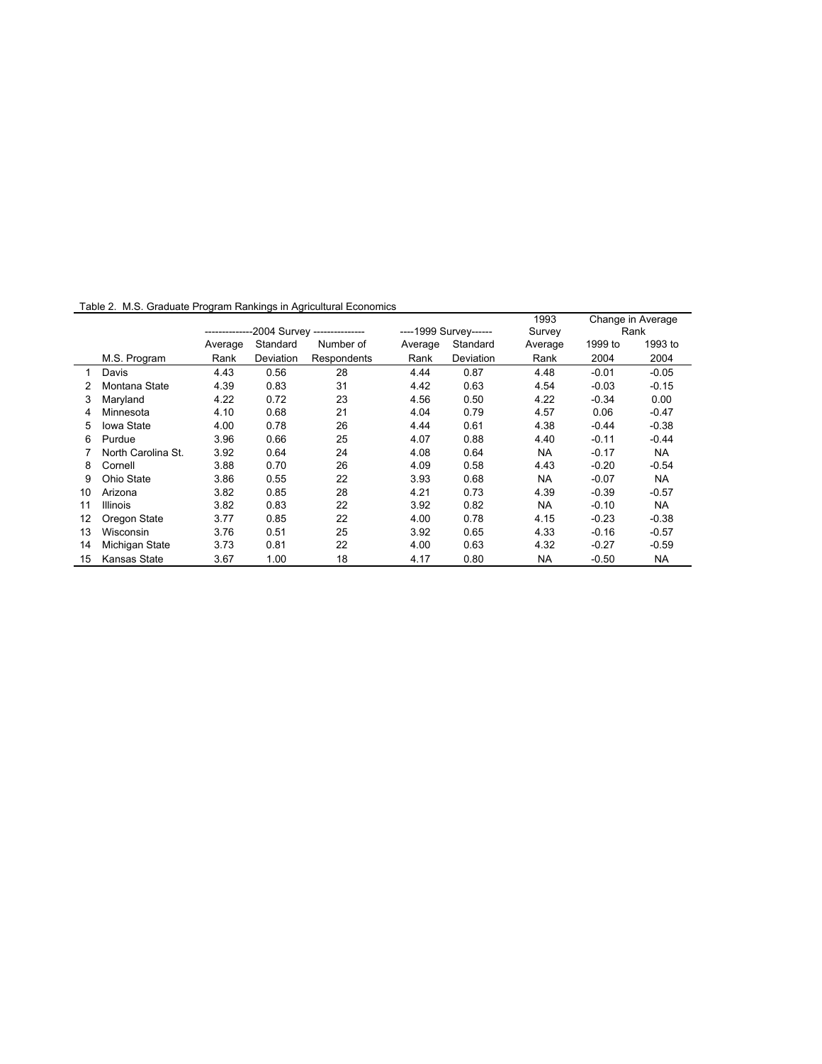Table 2. M.S. Graduate Program Rankings in Agricultural Economics

| | | 2004 Survey | | | 1999 Survey | | 1993 Survey | Change in Average Rank | |
|---|---|---|---|---|---|---|---|---|---|
| | M.S. Program | Average Rank | Standard Deviation | Number of Respondents | Average Rank | Standard Deviation | Average Rank | 1999 to 2004 | 1993 to 2004 |
| 1 | Davis | 4.43 | 0.56 | 28 | 4.44 | 0.87 | 4.48 | -0.01 | -0.05 |
| 2 | Montana State | 4.39 | 0.83 | 31 | 4.42 | 0.63 | 4.54 | -0.03 | -0.15 |
| 3 | Maryland | 4.22 | 0.72 | 23 | 4.56 | 0.50 | 4.22 | -0.34 | 0.00 |
| 4 | Minnesota | 4.10 | 0.68 | 21 | 4.04 | 0.79 | 4.57 | 0.06 | -0.47 |
| 5 | Iowa State | 4.00 | 0.78 | 26 | 4.44 | 0.61 | 4.38 | -0.44 | -0.38 |
| 6 | Purdue | 3.96 | 0.66 | 25 | 4.07 | 0.88 | 4.40 | -0.11 | -0.44 |
| 7 | North Carolina St. | 3.92 | 0.64 | 24 | 4.08 | 0.64 | NA | -0.17 | NA |
| 8 | Cornell | 3.88 | 0.70 | 26 | 4.09 | 0.58 | 4.43 | -0.20 | -0.54 |
| 9 | Ohio State | 3.86 | 0.55 | 22 | 3.93 | 0.68 | NA | -0.07 | NA |
| 10 | Arizona | 3.82 | 0.85 | 28 | 4.21 | 0.73 | 4.39 | -0.39 | -0.57 |
| 11 | Illinois | 3.82 | 0.83 | 22 | 3.92 | 0.82 | NA | -0.10 | NA |
| 12 | Oregon State | 3.77 | 0.85 | 22 | 4.00 | 0.78 | 4.15 | -0.23 | -0.38 |
| 13 | Wisconsin | 3.76 | 0.51 | 25 | 3.92 | 0.65 | 4.33 | -0.16 | -0.57 |
| 14 | Michigan State | 3.73 | 0.81 | 22 | 4.00 | 0.63 | 4.32 | -0.27 | -0.59 |
| 15 | Kansas State | 3.67 | 1.00 | 18 | 4.17 | 0.80 | NA | -0.50 | NA |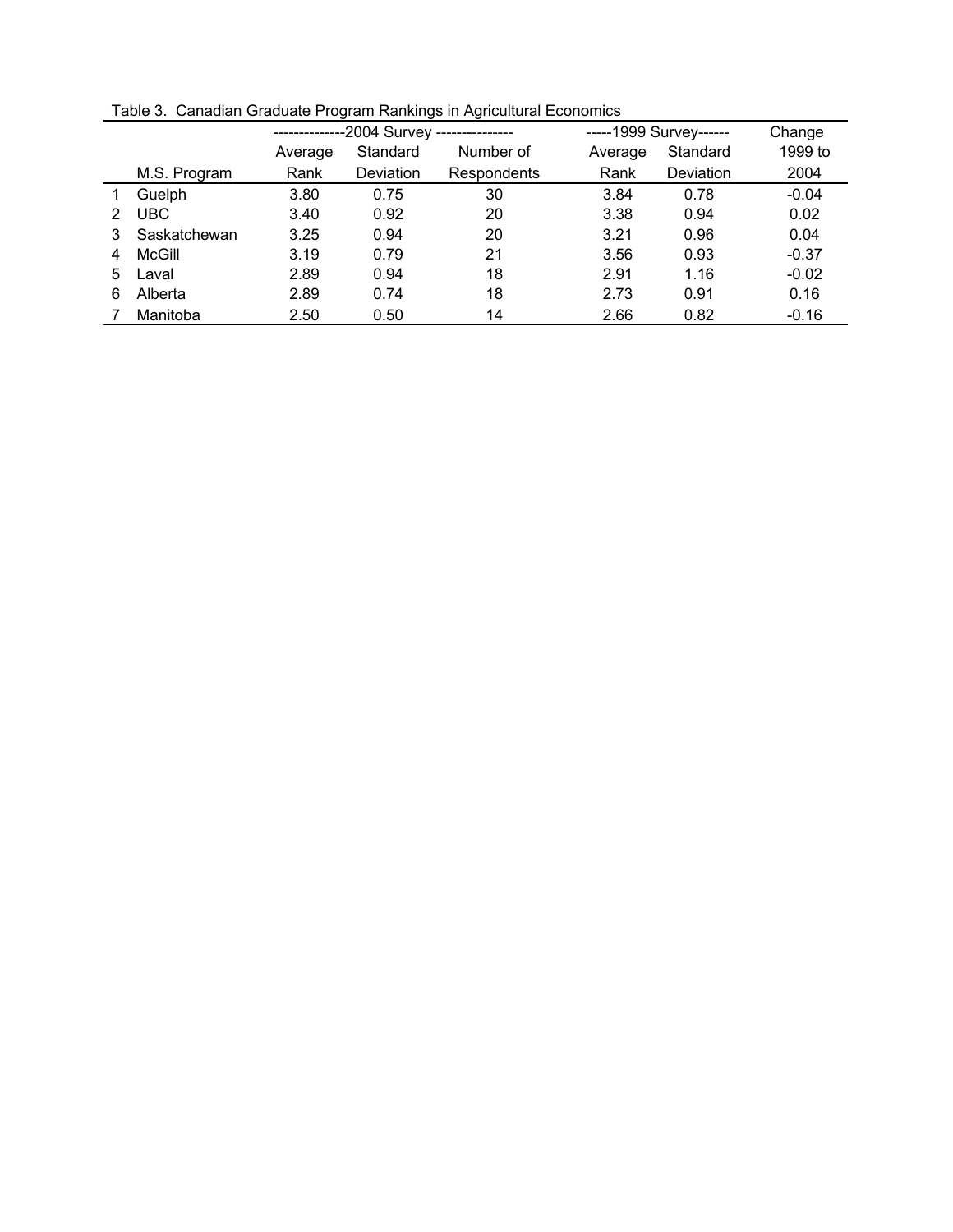Table 3. Canadian Graduate Program Rankings in Agricultural Economics

| | | 2004 Survey | | | 1999 Survey | | Change |
|---|---|---|---|---|---|---|---|
| | M.S. Program | Average Rank | Standard Deviation | Number of Respondents | Average Rank | Standard Deviation | 1999 to 2004 |
| 1 | Guelph | 3.80 | 0.75 | 30 | 3.84 | 0.78 | -0.04 |
| 2 | UBC | 3.40 | 0.92 | 20 | 3.38 | 0.94 | 0.02 |
| 3 | Saskatchewan | 3.25 | 0.94 | 20 | 3.21 | 0.96 | 0.04 |
| 4 | McGill | 3.19 | 0.79 | 21 | 3.56 | 0.93 | -0.37 |
| 5 | Laval | 2.89 | 0.94 | 18 | 2.91 | 1.16 | -0.02 |
| 6 | Alberta | 2.89 | 0.74 | 18 | 2.73 | 0.91 | 0.16 |
| 7 | Manitoba | 2.50 | 0.50 | 14 | 2.66 | 0.82 | -0.16 |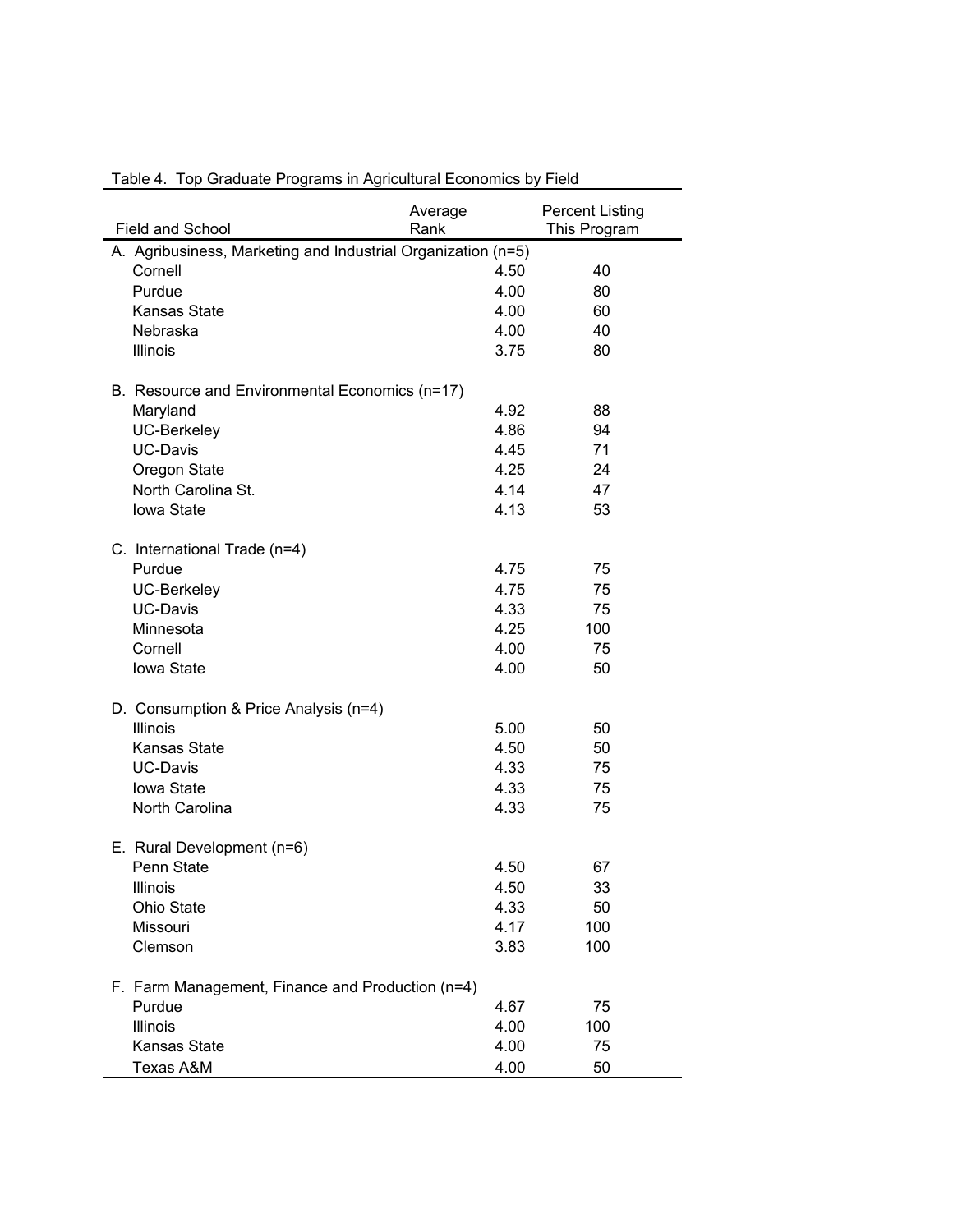Table 4. Top Graduate Programs in Agricultural Economics by Field

| Field and School | Average Rank | Percent Listing This Program |
|---|---|---|
| A. Agribusiness, Marketing and Industrial Organization (n=5) | | |
| Cornell | 4.50 | 40 |
| Purdue | 4.00 | 80 |
| Kansas State | 4.00 | 60 |
| Nebraska | 4.00 | 40 |
| Illinois | 3.75 | 80 |
| B. Resource and Environmental Economics (n=17) | | |
| Maryland | 4.92 | 88 |
| UC-Berkeley | 4.86 | 94 |
| UC-Davis | 4.45 | 71 |
| Oregon State | 4.25 | 24 |
| North Carolina St. | 4.14 | 47 |
| Iowa State | 4.13 | 53 |
| C. International Trade (n=4) | | |
| Purdue | 4.75 | 75 |
| UC-Berkeley | 4.75 | 75 |
| UC-Davis | 4.33 | 75 |
| Minnesota | 4.25 | 100 |
| Cornell | 4.00 | 75 |
| Iowa State | 4.00 | 50 |
| D. Consumption & Price Analysis (n=4) | | |
| Illinois | 5.00 | 50 |
| Kansas State | 4.50 | 50 |
| UC-Davis | 4.33 | 75 |
| Iowa State | 4.33 | 75 |
| North Carolina | 4.33 | 75 |
| E. Rural Development (n=6) | | |
| Penn State | 4.50 | 67 |
| Illinois | 4.50 | 33 |
| Ohio State | 4.33 | 50 |
| Missouri | 4.17 | 100 |
| Clemson | 3.83 | 100 |
| F. Farm Management, Finance and Production (n=4) | | |
| Purdue | 4.67 | 75 |
| Illinois | 4.00 | 100 |
| Kansas State | 4.00 | 75 |
| Texas A&M | 4.00 | 50 |